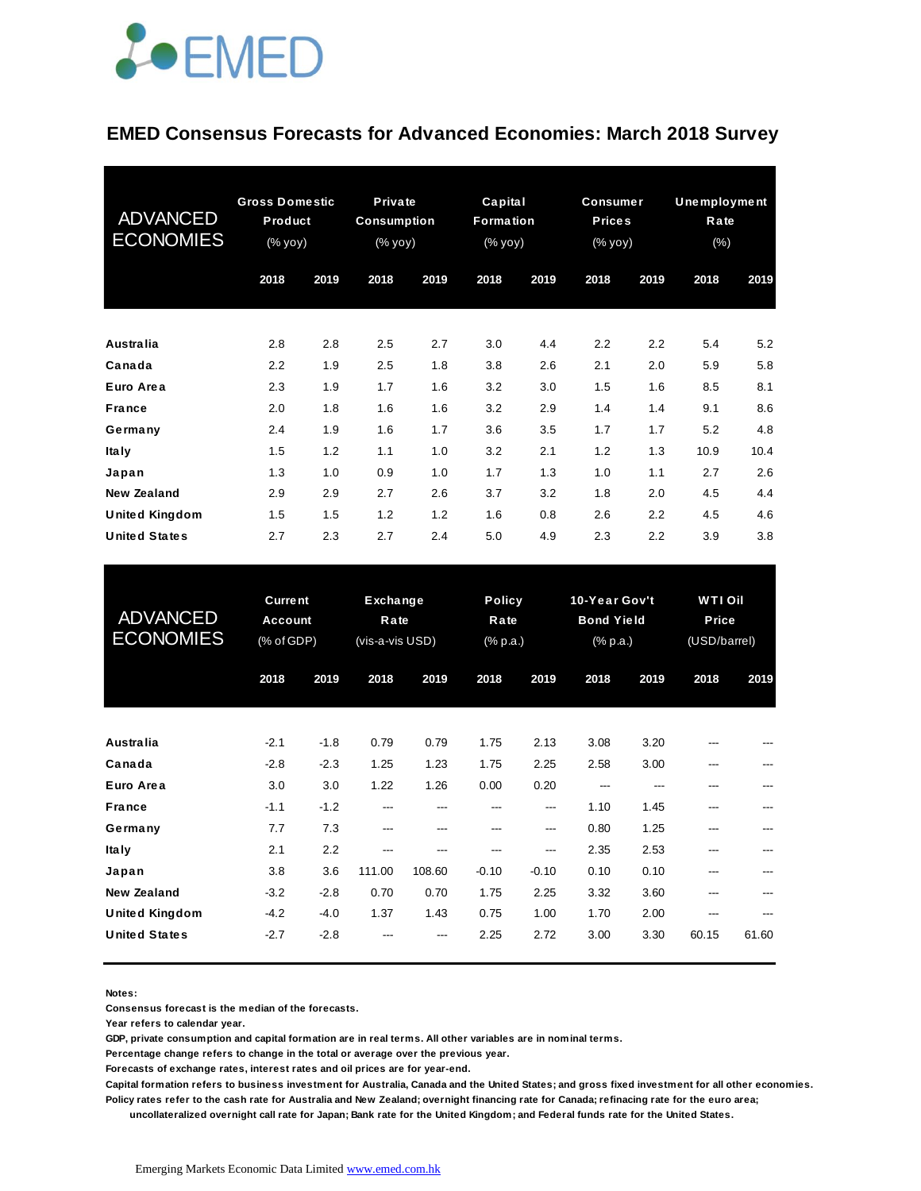EMED

# EMED Consensus Forecasts for Advanced Economies: March 2018 Survey

| ADVANCED ECONOMIES | Gross Domestic Product (% yoy) | | Private Consumption (% yoy) | | Capital Formation (% yoy) | | Consumer Prices (% yoy) | | Unemployment Rate (%) | |
|---|---|---|---|---|---|---|---|---|---|---|
| | 2018 | 2019 | 2018 | 2019 | 2018 | 2019 | 2018 | 2019 | 2018 | 2019 |
| **Australia** | 2.8 | 2.8 | 2.5 | 2.7 | 3.0 | 4.4 | 2.2 | 2.2 | 5.4 | 5.2 |
| **Canada** | 2.2 | 1.9 | 2.5 | 1.8 | 3.8 | 2.6 | 2.1 | 2.0 | 5.9 | 5.8 |
| **Euro Area** | 2.3 | 1.9 | 1.7 | 1.6 | 3.2 | 3.0 | 1.5 | 1.6 | 8.5 | 8.1 |
| **France** | 2.0 | 1.8 | 1.6 | 1.6 | 3.2 | 2.9 | 1.4 | 1.4 | 9.1 | 8.6 |
| **Germany** | 2.4 | 1.9 | 1.6 | 1.7 | 3.6 | 3.5 | 1.7 | 1.7 | 5.2 | 4.8 |
| **Italy** | 1.5 | 1.2 | 1.1 | 1.0 | 3.2 | 2.1 | 1.2 | 1.3 | 10.9 | 10.4 |
| **Japan** | 1.3 | 1.0 | 0.9 | 1.0 | 1.7 | 1.3 | 1.0 | 1.1 | 2.7 | 2.6 |
| **New Zealand** | 2.9 | 2.9 | 2.7 | 2.6 | 3.7 | 3.2 | 1.8 | 2.0 | 4.5 | 4.4 |
| **United Kingdom** | 1.5 | 1.5 | 1.2 | 1.2 | 1.6 | 0.8 | 2.6 | 2.2 | 4.5 | 4.6 |
| **United States** | 2.7 | 2.3 | 2.7 | 2.4 | 5.0 | 4.9 | 2.3 | 2.2 | 3.9 | 3.8 |

| ADVANCED ECONOMIES | Current Account (% of GDP) | | Exchange Rate (vis-a-vis USD) | | Policy Rate (% p.a.) | | 10-Year Gov't Bond Yield (% p.a.) | | WTI Oil Price (USD/barrel) | |
|---|---|---|---|---|---|---|---|---|---|---|
| | 2018 | 2019 | 2018 | 2019 | 2018 | 2019 | 2018 | 2019 | 2018 | 2019 |
| **Australia** | -2.1 | -1.8 | 0.79 | 0.79 | 1.75 | 2.13 | 3.08 | 3.20 | --- | --- |
| **Canada** | -2.8 | -2.3 | 1.25 | 1.23 | 1.75 | 2.25 | 2.58 | 3.00 | --- | --- |
| **Euro Area** | 3.0 | 3.0 | 1.22 | 1.26 | 0.00 | 0.20 | --- | --- | --- | --- |
| **France** | -1.1 | -1.2 | --- | --- | --- | --- | 1.10 | 1.45 | --- | --- |
| **Germany** | 7.7 | 7.3 | --- | --- | --- | --- | 0.80 | 1.25 | --- | --- |
| **Italy** | 2.1 | 2.2 | --- | --- | --- | --- | 2.35 | 2.53 | --- | --- |
| **Japan** | 3.8 | 3.6 | 111.00 | 108.60 | -0.10 | -0.10 | 0.10 | 0.10 | --- | --- |
| **New Zealand** | -3.2 | -2.8 | 0.70 | 0.70 | 1.75 | 2.25 | 3.32 | 3.60 | --- | --- |
| **United Kingdom** | -4.2 | -4.0 | 1.37 | 1.43 | 0.75 | 1.00 | 1.70 | 2.00 | --- | --- |
| **United States** | -2.7 | -2.8 | --- | --- | 2.25 | 2.72 | 3.00 | 3.30 | 60.15 | 61.60 |

**Notes:**
**Consensus forecast is the median of the forecasts.**
**Year refers to calendar year.**
**GDP, private consumption and capital formation are in real terms. All other variables are in nominal terms.**
**Percentage change refers to change in the total or average over the previous year.**
**Forecasts of exchange rates, interest rates and oil prices are for year-end.**
**Capital formation refers to business investment for Australia, Canada and the United States; and gross fixed investment for all other economies.**
**Policy rates refer to the cash rate for Australia and New Zealand; overnight financing rate for Canada; refinacing rate for the euro area; uncollateralized overnight call rate for Japan; Bank rate for the United Kingdom; and Federal funds rate for the United States.**

Emerging Markets Economic Data Limited www.emed.com.hk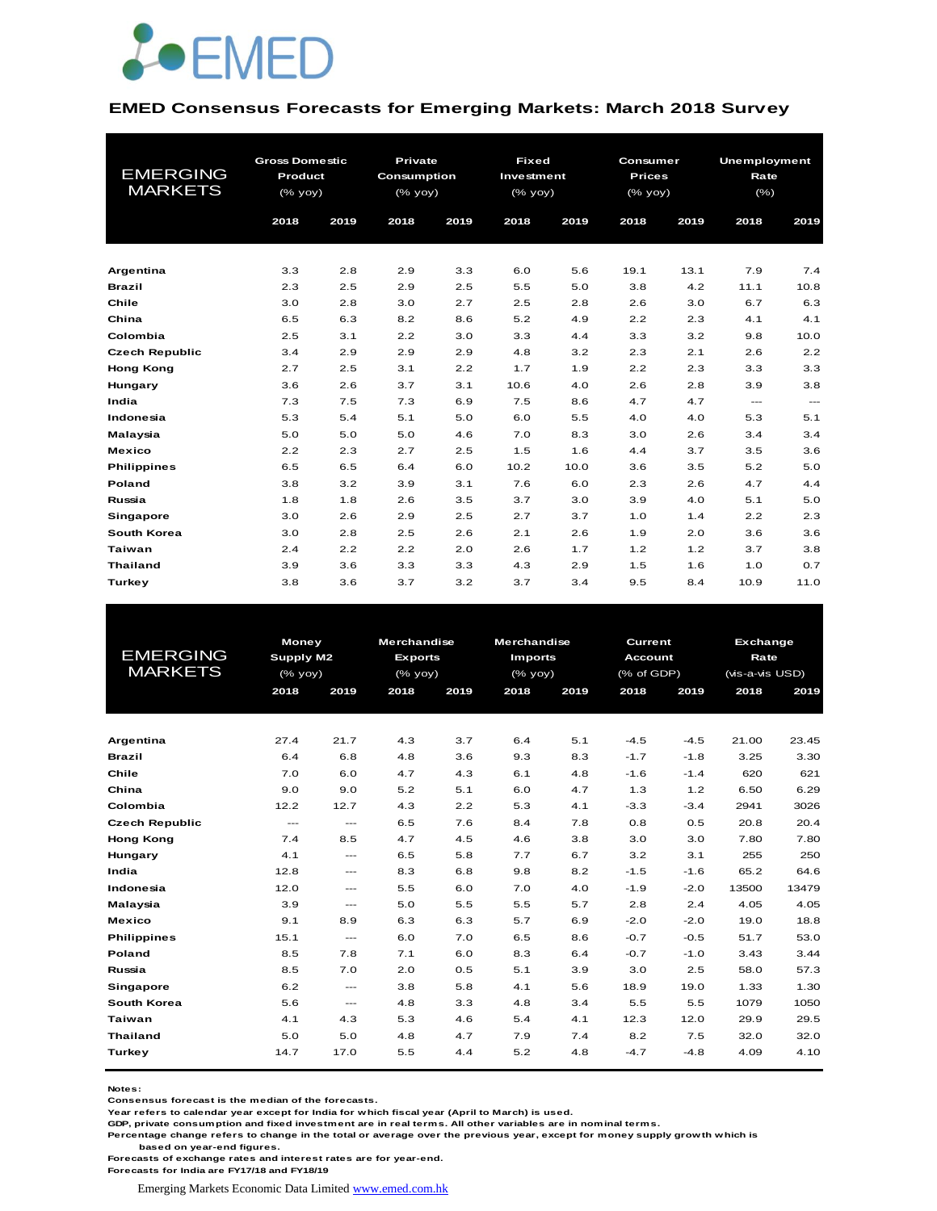EMED

## EMED Consensus Forecasts for Emerging Markets: March 2018 Survey

| EMERGING MARKETS | Gross Domestic Product (% yoy) | | Private Consumption (% yoy) | | Fixed Investment (% yoy) | | Consumer Prices (% yoy) | | Unemployment Rate (%) | |
|---|---|---|---|---|---|---|---|---|---|---|
| | 2018 | 2019 | 2018 | 2019 | 2018 | 2019 | 2018 | 2019 | 2018 | 2019 |
| **Argentina** | 3.3 | 2.8 | 2.9 | 3.3 | 6.0 | 5.6 | 19.1 | 13.1 | 7.9 | 7.4 |
| **Brazil** | 2.3 | 2.5 | 2.9 | 2.5 | 5.5 | 5.0 | 3.8 | 4.2 | 11.1 | 10.8 |
| **Chile** | 3.0 | 2.8 | 3.0 | 2.7 | 2.5 | 2.8 | 2.6 | 3.0 | 6.7 | 6.3 |
| **China** | 6.5 | 6.3 | 8.2 | 8.6 | 5.2 | 4.9 | 2.2 | 2.3 | 4.1 | 4.1 |
| **Colombia** | 2.5 | 3.1 | 2.2 | 3.0 | 3.3 | 4.4 | 3.3 | 3.2 | 9.8 | 10.0 |
| **Czech Republic** | 3.4 | 2.9 | 2.9 | 2.9 | 4.8 | 3.2 | 2.3 | 2.1 | 2.6 | 2.2 |
| **Hong Kong** | 2.7 | 2.5 | 3.1 | 2.2 | 1.7 | 1.9 | 2.2 | 2.3 | 3.3 | 3.3 |
| **Hungary** | 3.6 | 2.6 | 3.7 | 3.1 | 10.6 | 4.0 | 2.6 | 2.8 | 3.9 | 3.8 |
| **India** | 7.3 | 7.5 | 7.3 | 6.9 | 7.5 | 8.6 | 4.7 | 4.7 | --- | --- |
| **Indonesia** | 5.3 | 5.4 | 5.1 | 5.0 | 6.0 | 5.5 | 4.0 | 4.0 | 5.3 | 5.1 |
| **Malaysia** | 5.0 | 5.0 | 5.0 | 4.6 | 7.0 | 8.3 | 3.0 | 2.6 | 3.4 | 3.4 |
| **Mexico** | 2.2 | 2.3 | 2.7 | 2.5 | 1.5 | 1.6 | 4.4 | 3.7 | 3.5 | 3.6 |
| **Philippines** | 6.5 | 6.5 | 6.4 | 6.0 | 10.2 | 10.0 | 3.6 | 3.5 | 5.2 | 5.0 |
| **Poland** | 3.8 | 3.2 | 3.9 | 3.1 | 7.6 | 6.0 | 2.3 | 2.6 | 4.7 | 4.4 |
| **Russia** | 1.8 | 1.8 | 2.6 | 3.5 | 3.7 | 3.0 | 3.9 | 4.0 | 5.1 | 5.0 |
| **Singapore** | 3.0 | 2.6 | 2.9 | 2.5 | 2.7 | 3.7 | 1.0 | 1.4 | 2.2 | 2.3 |
| **South Korea** | 3.0 | 2.8 | 2.5 | 2.6 | 2.1 | 2.6 | 1.9 | 2.0 | 3.6 | 3.6 |
| **Taiwan** | 2.4 | 2.2 | 2.2 | 2.0 | 2.6 | 1.7 | 1.2 | 1.2 | 3.7 | 3.8 |
| **Thailand** | 3.9 | 3.6 | 3.3 | 3.3 | 4.3 | 2.9 | 1.5 | 1.6 | 1.0 | 0.7 |
| **Turkey** | 3.8 | 3.6 | 3.7 | 3.2 | 3.7 | 3.4 | 9.5 | 8.4 | 10.9 | 11.0 |

| EMERGING MARKETS | Money Supply M2 (% yoy) | | Merchandise Exports (% yoy) | | Merchandise Imports (% yoy) | | Current Account (% of GDP) | | Exchange Rate (vis-a-vis USD) | |
|---|---|---|---|---|---|---|---|---|---|---|
| | 2018 | 2019 | 2018 | 2019 | 2018 | 2019 | 2018 | 2019 | 2018 | 2019 |
| **Argentina** | 27.4 | 21.7 | 4.3 | 3.7 | 6.4 | 5.1 | -4.5 | -4.5 | 21.00 | 23.45 |
| **Brazil** | 6.4 | 6.8 | 4.8 | 3.6 | 9.3 | 8.3 | -1.7 | -1.8 | 3.25 | 3.30 |
| **Chile** | 7.0 | 6.0 | 4.7 | 4.3 | 6.1 | 4.8 | -1.6 | -1.4 | 620 | 621 |
| **China** | 9.0 | 9.0 | 5.2 | 5.1 | 6.0 | 4.7 | 1.3 | 1.2 | 6.50 | 6.29 |
| **Colombia** | 12.2 | 12.7 | 4.3 | 2.2 | 5.3 | 4.1 | -3.3 | -3.4 | 2941 | 3026 |
| **Czech Republic** | --- | --- | 6.5 | 7.6 | 8.4 | 7.8 | 0.8 | 0.5 | 20.8 | 20.4 |
| **Hong Kong** | 7.4 | 8.5 | 4.7 | 4.5 | 4.6 | 3.8 | 3.0 | 3.0 | 7.80 | 7.80 |
| **Hungary** | 4.1 | --- | 6.5 | 5.8 | 7.7 | 6.7 | 3.2 | 3.1 | 255 | 250 |
| **India** | 12.8 | --- | 8.3 | 6.8 | 9.8 | 8.2 | -1.5 | -1.6 | 65.2 | 64.6 |
| **Indonesia** | 12.0 | --- | 5.5 | 6.0 | 7.0 | 4.0 | -1.9 | -2.0 | 13500 | 13479 |
| **Malaysia** | 3.9 | --- | 5.0 | 5.5 | 5.5 | 5.7 | 2.8 | 2.4 | 4.05 | 4.05 |
| **Mexico** | 9.1 | 8.9 | 6.3 | 6.3 | 5.7 | 6.9 | -2.0 | -2.0 | 19.0 | 18.8 |
| **Philippines** | 15.1 | --- | 6.0 | 7.0 | 6.5 | 8.6 | -0.7 | -0.5 | 51.7 | 53.0 |
| **Poland** | 8.5 | 7.8 | 7.1 | 6.0 | 8.3 | 6.4 | -0.7 | -1.0 | 3.43 | 3.44 |
| **Russia** | 8.5 | 7.0 | 2.0 | 0.5 | 5.1 | 3.9 | 3.0 | 2.5 | 58.0 | 57.3 |
| **Singapore** | 6.2 | --- | 3.8 | 5.8 | 4.1 | 5.6 | 18.9 | 19.0 | 1.33 | 1.30 |
| **South Korea** | 5.6 | --- | 4.8 | 3.3 | 4.8 | 3.4 | 5.5 | 5.5 | 1079 | 1050 |
| **Taiwan** | 4.1 | 4.3 | 5.3 | 4.6 | 5.4 | 4.1 | 12.3 | 12.0 | 29.9 | 29.5 |
| **Thailand** | 5.0 | 5.0 | 4.8 | 4.7 | 7.9 | 7.4 | 8.2 | 7.5 | 32.0 | 32.0 |
| **Turkey** | 14.7 | 17.0 | 5.5 | 4.4 | 5.2 | 4.8 | -4.7 | -4.8 | 4.09 | 4.10 |

**Notes:**
Consensus forecast is the median of the forecasts.
Year refers to calendar year except for India for which fiscal year (April to March) is used.
GDP, private consumption and fixed investment are in real terms. All other variables are in nominal terms.
Percentage change refers to change in the total or average over the previous year, except for money supply growth which is based on year-end figures.
Forecasts of exchange rates and interest rates are for year-end.
Forecasts for India are FY17/18 and FY18/19

Emerging Markets Economic Data Limited www.emed.com.hk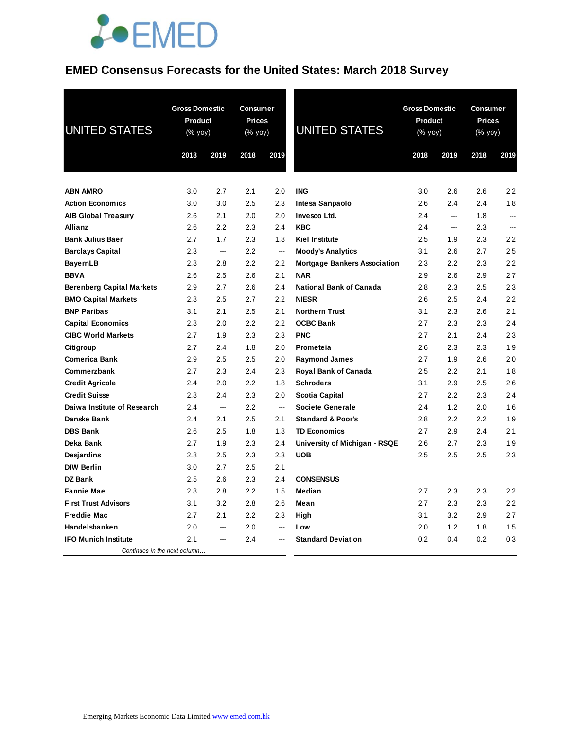# EMED Consensus Forecasts for the United States: March 2018 Survey

| UNITED STATES | Gross Domestic Product (% yoy) | | Consumer Prices (% yoy) | |
|---|---|---|---|---|
| | 2018 | 2019 | 2018 | 2019 |
| **ABN AMRO** | 3.0 | 2.7 | 2.1 | 2.0 |
| **Action Economics** | 3.0 | 3.0 | 2.5 | 2.3 |
| **AIB Global Treasury** | 2.6 | 2.1 | 2.0 | 2.0 |
| **Allianz** | 2.6 | 2.2 | 2.3 | 2.4 |
| **Bank Julius Baer** | 2.7 | 1.7 | 2.3 | 1.8 |
| **Barclays Capital** | 2.3 | --- | 2.2 | --- |
| **BayernLB** | 2.8 | 2.8 | 2.2 | 2.2 |
| **BBVA** | 2.6 | 2.5 | 2.6 | 2.1 |
| **Berenberg Capital Markets** | 2.9 | 2.7 | 2.6 | 2.4 |
| **BMO Capital Markets** | 2.8 | 2.5 | 2.7 | 2.2 |
| **BNP Paribas** | 3.1 | 2.1 | 2.5 | 2.1 |
| **Capital Economics** | 2.8 | 2.0 | 2.2 | 2.2 |
| **CIBC World Markets** | 2.7 | 1.9 | 2.3 | 2.3 |
| **Citigroup** | 2.7 | 2.4 | 1.8 | 2.0 |
| **Comerica Bank** | 2.9 | 2.5 | 2.5 | 2.0 |
| **Commerzbank** | 2.7 | 2.3 | 2.4 | 2.3 |
| **Credit Agricole** | 2.4 | 2.0 | 2.2 | 1.8 |
| **Credit Suisse** | 2.8 | 2.4 | 2.3 | 2.0 |
| **Daiwa Institute of Research** | 2.4 | --- | 2.2 | --- |
| **Danske Bank** | 2.4 | 2.1 | 2.5 | 2.1 |
| **DBS Bank** | 2.6 | 2.5 | 1.8 | 1.8 |
| **Deka Bank** | 2.7 | 1.9 | 2.3 | 2.4 |
| **Desjardins** | 2.8 | 2.5 | 2.3 | 2.3 |
| **DIW Berlin** | 3.0 | 2.7 | 2.5 | 2.1 |
| **DZ Bank** | 2.5 | 2.6 | 2.3 | 2.4 |
| **Fannie Mae** | 2.8 | 2.8 | 2.2 | 1.5 |
| **First Trust Advisors** | 3.1 | 3.2 | 2.8 | 2.6 |
| **Freddie Mac** | 2.7 | 2.1 | 2.2 | 2.3 |
| **Handelsbanken** | 2.0 | --- | 2.0 | --- |
| **IFO Munich Institute** | 2.1 | --- | 2.4 | --- |
| **ING** | 3.0 | 2.6 | 2.6 | 2.2 |
| **Intesa Sanpaolo** | 2.6 | 2.4 | 2.4 | 1.8 |
| **Invesco Ltd.** | 2.4 | --- | 1.8 | --- |
| **KBC** | 2.4 | --- | 2.3 | --- |
| **Kiel Institute** | 2.5 | 1.9 | 2.3 | 2.2 |
| **Moody's Analytics** | 3.1 | 2.6 | 2.7 | 2.5 |
| **Mortgage Bankers Association** | 2.3 | 2.2 | 2.3 | 2.2 |
| **NAR** | 2.9 | 2.6 | 2.9 | 2.7 |
| **National Bank of Canada** | 2.8 | 2.3 | 2.5 | 2.3 |
| **NIESR** | 2.6 | 2.5 | 2.4 | 2.2 |
| **Northern Trust** | 3.1 | 2.3 | 2.6 | 2.1 |
| **OCBC Bank** | 2.7 | 2.3 | 2.3 | 2.4 |
| **PNC** | 2.7 | 2.1 | 2.4 | 2.3 |
| **Prometeia** | 2.6 | 2.3 | 2.3 | 1.9 |
| **Raymond James** | 2.7 | 1.9 | 2.6 | 2.0 |
| **Royal Bank of Canada** | 2.5 | 2.2 | 2.1 | 1.8 |
| **Schroders** | 3.1 | 2.9 | 2.5 | 2.6 |
| **Scotia Capital** | 2.7 | 2.2 | 2.3 | 2.4 |
| **Societe Generale** | 2.4 | 1.2 | 2.0 | 1.6 |
| **Standard & Poor's** | 2.8 | 2.2 | 2.2 | 1.9 |
| **TD Economics** | 2.7 | 2.9 | 2.4 | 2.1 |
| **University of Michigan - RSQE** | 2.6 | 2.7 | 2.3 | 1.9 |
| **UOB** | 2.5 | 2.5 | 2.5 | 2.3 |
| **CONSENSUS** | | | | |
| **Median** | 2.7 | 2.3 | 2.3 | 2.2 |
| **Mean** | 2.7 | 2.3 | 2.3 | 2.2 |
| **High** | 3.1 | 3.2 | 2.9 | 2.7 |
| **Low** | 2.0 | 1.2 | 1.8 | 1.5 |
| **Standard Deviation** | 0.2 | 0.4 | 0.2 | 0.3 |

Emerging Markets Economic Data Limited www.emed.com.hk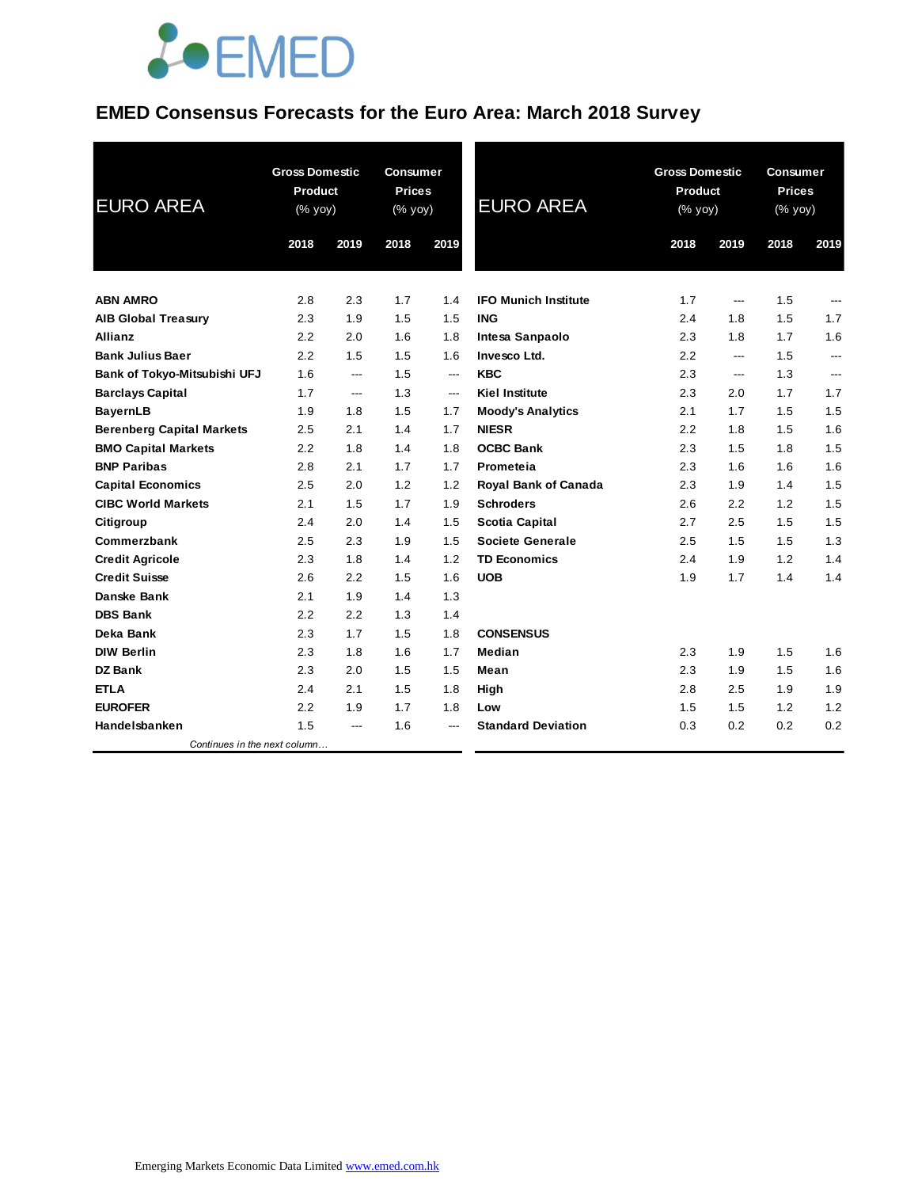EMED

# EMED Consensus Forecasts for the Euro Area: March 2018 Survey

| EURO AREA | Gross Domestic Product (% yoy) | | Consumer Prices (% yoy) | |
|---|---|---|---|---|
| | 2018 | 2019 | 2018 | 2019 |
| **ABN AMRO** | 2.8 | 2.3 | 1.7 | 1.4 |
| **AIB Global Treasury** | 2.3 | 1.9 | 1.5 | 1.5 |
| **Allianz** | 2.2 | 2.0 | 1.6 | 1.8 |
| **Bank Julius Baer** | 2.2 | 1.5 | 1.5 | 1.6 |
| **Bank of Tokyo-Mitsubishi UFJ** | 1.6 | --- | 1.5 | --- |
| **Barclays Capital** | 1.7 | --- | 1.3 | --- |
| **BayernLB** | 1.9 | 1.8 | 1.5 | 1.7 |
| **Berenberg Capital Markets** | 2.5 | 2.1 | 1.4 | 1.7 |
| **BMO Capital Markets** | 2.2 | 1.8 | 1.4 | 1.8 |
| **BNP Paribas** | 2.8 | 2.1 | 1.7 | 1.7 |
| **Capital Economics** | 2.5 | 2.0 | 1.2 | 1.2 |
| **CIBC World Markets** | 2.1 | 1.5 | 1.7 | 1.9 |
| **Citigroup** | 2.4 | 2.0 | 1.4 | 1.5 |
| **Commerzbank** | 2.5 | 2.3 | 1.9 | 1.5 |
| **Credit Agricole** | 2.3 | 1.8 | 1.4 | 1.2 |
| **Credit Suisse** | 2.6 | 2.2 | 1.5 | 1.6 |
| **Danske Bank** | 2.1 | 1.9 | 1.4 | 1.3 |
| **DBS Bank** | 2.2 | 2.2 | 1.3 | 1.4 |
| **Deka Bank** | 2.3 | 1.7 | 1.5 | 1.8 |
| **DIW Berlin** | 2.3 | 1.8 | 1.6 | 1.7 |
| **DZ Bank** | 2.3 | 2.0 | 1.5 | 1.5 |
| **ETLA** | 2.4 | 2.1 | 1.5 | 1.8 |
| **EUROFER** | 2.2 | 1.9 | 1.7 | 1.8 |
| **Handelsbanken** | 1.5 | --- | 1.6 | --- |
| **IFO Munich Institute** | 1.7 | --- | 1.5 | --- |
| **ING** | 2.4 | 1.8 | 1.5 | 1.7 |
| **Intesa Sanpaolo** | 2.3 | 1.8 | 1.7 | 1.6 |
| **Invesco Ltd.** | 2.2 | --- | 1.5 | --- |
| **KBC** | 2.3 | --- | 1.3 | --- |
| **Kiel Institute** | 2.3 | 2.0 | 1.7 | 1.7 |
| **Moody's Analytics** | 2.1 | 1.7 | 1.5 | 1.5 |
| **NIESR** | 2.2 | 1.8 | 1.5 | 1.6 |
| **OCBC Bank** | 2.3 | 1.5 | 1.8 | 1.5 |
| **Prometeia** | 2.3 | 1.6 | 1.6 | 1.6 |
| **Royal Bank of Canada** | 2.3 | 1.9 | 1.4 | 1.5 |
| **Schroders** | 2.6 | 2.2 | 1.2 | 1.5 |
| **Scotia Capital** | 2.7 | 2.5 | 1.5 | 1.5 |
| **Societe Generale** | 2.5 | 1.5 | 1.5 | 1.3 |
| **TD Economics** | 2.4 | 1.9 | 1.2 | 1.4 |
| **UOB** | 1.9 | 1.7 | 1.4 | 1.4 |
| **CONSENSUS** | | | | |
| **Median** | 2.3 | 1.9 | 1.5 | 1.6 |
| **Mean** | 2.3 | 1.9 | 1.5 | 1.6 |
| **High** | 2.8 | 2.5 | 1.9 | 1.9 |
| **Low** | 1.5 | 1.5 | 1.2 | 1.2 |
| **Standard Deviation** | 0.3 | 0.2 | 0.2 | 0.2 |

Emerging Markets Economic Data Limited www.emed.com.hk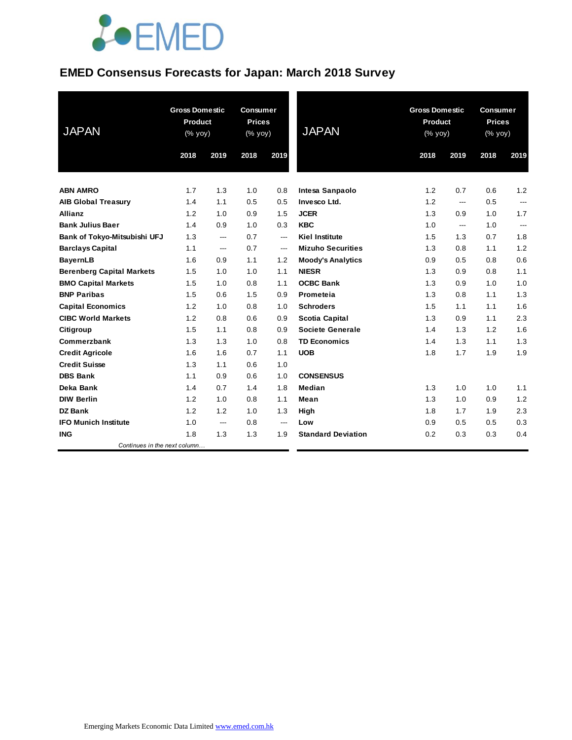# EMED Consensus Forecasts for Japan: March 2018 Survey

| JAPAN | Gross Domestic Product (% yoy) | | Consumer Prices (% yoy) | |
|---|---|---|---|---|
| | 2018 | 2019 | 2018 | 2019 |
| **ABN AMRO** | 1.7 | 1.3 | 1.0 | 0.8 |
| **AIB Global Treasury** | 1.4 | 1.1 | 0.5 | 0.5 |
| **Allianz** | 1.2 | 1.0 | 0.9 | 1.5 |
| **Bank Julius Baer** | 1.4 | 0.9 | 1.0 | 0.3 |
| **Bank of Tokyo-Mitsubishi UFJ** | 1.3 | --- | 0.7 | --- |
| **Barclays Capital** | 1.1 | --- | 0.7 | --- |
| **BayernLB** | 1.6 | 0.9 | 1.1 | 1.2 |
| **Berenberg Capital Markets** | 1.5 | 1.0 | 1.0 | 1.1 |
| **BMO Capital Markets** | 1.5 | 1.0 | 0.8 | 1.1 |
| **BNP Paribas** | 1.5 | 0.6 | 1.5 | 0.9 |
| **Capital Economics** | 1.2 | 1.0 | 0.8 | 1.0 |
| **CIBC World Markets** | 1.2 | 0.8 | 0.6 | 0.9 |
| **Citigroup** | 1.5 | 1.1 | 0.8 | 0.9 |
| **Commerzbank** | 1.3 | 1.3 | 1.0 | 0.8 |
| **Credit Agricole** | 1.6 | 1.6 | 0.7 | 1.1 |
| **Credit Suisse** | 1.3 | 1.1 | 0.6 | 1.0 |
| **DBS Bank** | 1.1 | 0.9 | 0.6 | 1.0 |
| **Deka Bank** | 1.4 | 0.7 | 1.4 | 1.8 |
| **DIW Berlin** | 1.2 | 1.0 | 0.8 | 1.1 |
| **DZ Bank** | 1.2 | 1.2 | 1.0 | 1.3 |
| **IFO Munich Institute** | 1.0 | --- | 0.8 | --- |
| **ING** | 1.8 | 1.3 | 1.3 | 1.9 |
| **Intesa Sanpaolo** | 1.2 | 0.7 | 0.6 | 1.2 |
| **Invesco Ltd.** | 1.2 | --- | 0.5 | --- |
| **JCER** | 1.3 | 0.9 | 1.0 | 1.7 |
| **KBC** | 1.0 | --- | 1.0 | --- |
| **Kiel Institute** | 1.5 | 1.3 | 0.7 | 1.8 |
| **Mizuho Securities** | 1.3 | 0.8 | 1.1 | 1.2 |
| **Moody's Analytics** | 0.9 | 0.5 | 0.8 | 0.6 |
| **NIESR** | 1.3 | 0.9 | 0.8 | 1.1 |
| **OCBC Bank** | 1.3 | 0.9 | 1.0 | 1.0 |
| **Prometeia** | 1.3 | 0.8 | 1.1 | 1.3 |
| **Schroders** | 1.5 | 1.1 | 1.1 | 1.6 |
| **Scotia Capital** | 1.3 | 0.9 | 1.1 | 2.3 |
| **Societe Generale** | 1.4 | 1.3 | 1.2 | 1.6 |
| **TD Economics** | 1.4 | 1.3 | 1.1 | 1.3 |
| **UOB** | 1.8 | 1.7 | 1.9 | 1.9 |
| **CONSENSUS** | | | | |
| **Median** | 1.3 | 1.0 | 1.0 | 1.1 |
| **Mean** | 1.3 | 1.0 | 0.9 | 1.2 |
| **High** | 1.8 | 1.7 | 1.9 | 2.3 |
| **Low** | 0.9 | 0.5 | 0.5 | 0.3 |
| **Standard Deviation** | 0.2 | 0.3 | 0.3 | 0.4 |

*Continues in the next column…*

Emerging Markets Economic Data Limited www.emed.com.hk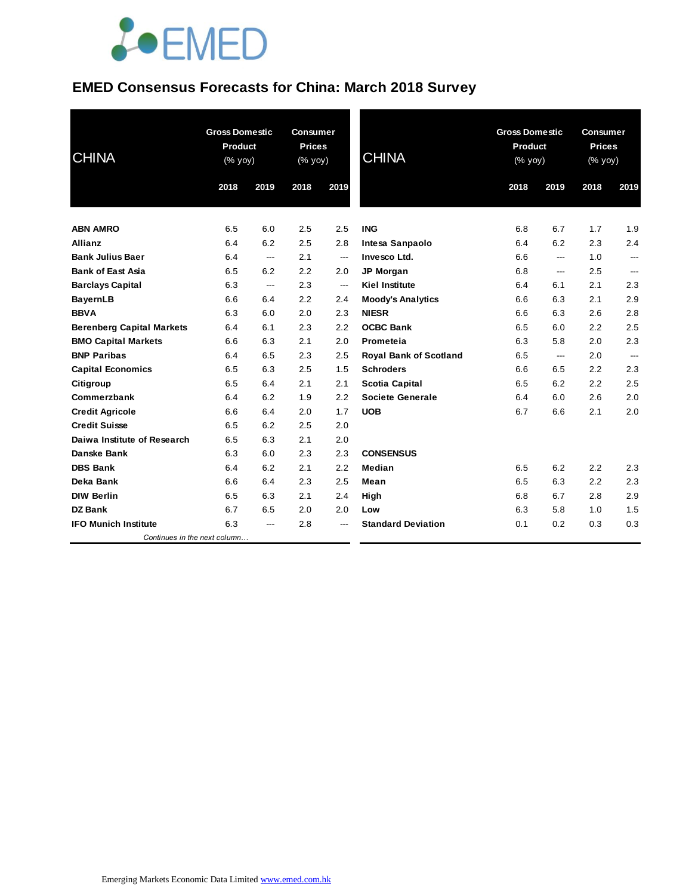# EMED Consensus Forecasts for China: March 2018 Survey

| CHINA | Gross Domestic Product (% yoy) | | Consumer Prices (% yoy) | |
|---|---|---|---|---|
| | 2018 | 2019 | 2018 | 2019 |
| **ABN AMRO** | 6.5 | 6.0 | 2.5 | 2.5 |
| **Allianz** | 6.4 | 6.2 | 2.5 | 2.8 |
| **Bank Julius Baer** | 6.4 | --- | 2.1 | --- |
| **Bank of East Asia** | 6.5 | 6.2 | 2.2 | 2.0 |
| **Barclays Capital** | 6.3 | --- | 2.3 | --- |
| **BayernLB** | 6.6 | 6.4 | 2.2 | 2.4 |
| **BBVA** | 6.3 | 6.0 | 2.0 | 2.3 |
| **Berenberg Capital Markets** | 6.4 | 6.1 | 2.3 | 2.2 |
| **BMO Capital Markets** | 6.6 | 6.3 | 2.1 | 2.0 |
| **BNP Paribas** | 6.4 | 6.5 | 2.3 | 2.5 |
| **Capital Economics** | 6.5 | 6.3 | 2.5 | 1.5 |
| **Citigroup** | 6.5 | 6.4 | 2.1 | 2.1 |
| **Commerzbank** | 6.4 | 6.2 | 1.9 | 2.2 |
| **Credit Agricole** | 6.6 | 6.4 | 2.0 | 1.7 |
| **Credit Suisse** | 6.5 | 6.2 | 2.5 | 2.0 |
| **Daiwa Institute of Research** | 6.5 | 6.3 | 2.1 | 2.0 |
| **Danske Bank** | 6.3 | 6.0 | 2.3 | 2.3 |
| **DBS Bank** | 6.4 | 6.2 | 2.1 | 2.2 |
| **Deka Bank** | 6.6 | 6.4 | 2.3 | 2.5 |
| **DIW Berlin** | 6.5 | 6.3 | 2.1 | 2.4 |
| **DZ Bank** | 6.7 | 6.5 | 2.0 | 2.0 |
| **IFO Munich Institute** | 6.3 | --- | 2.8 | --- |
| **ING** | 6.8 | 6.7 | 1.7 | 1.9 |
| **Intesa Sanpaolo** | 6.4 | 6.2 | 2.3 | 2.4 |
| **Invesco Ltd.** | 6.6 | --- | 1.0 | --- |
| **JP Morgan** | 6.8 | --- | 2.5 | --- |
| **Kiel Institute** | 6.4 | 6.1 | 2.1 | 2.3 |
| **Moody's Analytics** | 6.6 | 6.3 | 2.1 | 2.9 |
| **NIESR** | 6.6 | 6.3 | 2.6 | 2.8 |
| **OCBC Bank** | 6.5 | 6.0 | 2.2 | 2.5 |
| **Prometeia** | 6.3 | 5.8 | 2.0 | 2.3 |
| **Royal Bank of Scotland** | 6.5 | --- | 2.0 | --- |
| **Schroders** | 6.6 | 6.5 | 2.2 | 2.3 |
| **Scotia Capital** | 6.5 | 6.2 | 2.2 | 2.5 |
| **Societe Generale** | 6.4 | 6.0 | 2.6 | 2.0 |
| **UOB** | 6.7 | 6.6 | 2.1 | 2.0 |
| **CONSENSUS** | | | | |
| **Median** | 6.5 | 6.2 | 2.2 | 2.3 |
| **Mean** | 6.5 | 6.3 | 2.2 | 2.3 |
| **High** | 6.8 | 6.7 | 2.8 | 2.9 |
| **Low** | 6.3 | 5.8 | 1.0 | 1.5 |
| **Standard Deviation** | 0.1 | 0.2 | 0.3 | 0.3 |

Emerging Markets Economic Data Limited www.emed.com.hk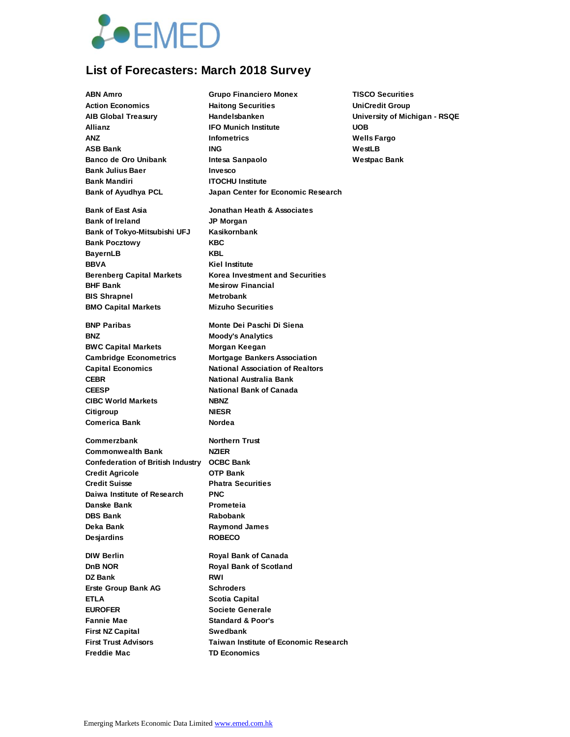EMED

## List of Forecasters: March 2018 Survey

ABN Amro
Action Economics
AIB Global Treasury
Allianz
ANZ
ASB Bank
Banco de Oro Unibank
Bank Julius Baer
Bank Mandiri
Bank of Ayudhya PCL

Bank of East Asia
Bank of Ireland
Bank of Tokyo-Mitsubishi UFJ
Bank Pocztowy
BayernLB
BBVA
Berenberg Capital Markets
BHF Bank
BIS Shrapnel
BMO Capital Markets

BNP Paribas
BNZ
BWC Capital Markets
Cambridge Econometrics
Capital Economics
CEBR
CEESP
CIBC World Markets
Citigroup
Comerica Bank

Commerzbank
Commonwealth Bank
Confederation of British Industry
Credit Agricole
Credit Suisse
Daiwa Institute of Research
Danske Bank
DBS Bank
Deka Bank
Desjardins

DIW Berlin
DnB NOR
DZ Bank
Erste Group Bank AG
ETLA
EUROFER
Fannie Mae
First NZ Capital
First Trust Advisors
Freddie Mac

Grupo Financiero Monex
Haitong Securities
Handelsbanken
IFO Munich Institute
Infometrics
ING
Intesa Sanpaolo
Invesco
ITOCHU Institute
Japan Center for Economic Research

Jonathan Heath & Associates
JP Morgan
Kasikornbank
KBC
KBL
Kiel Institute
Korea Investment and Securities
Mesirow Financial
Metrobank
Mizuho Securities

Monte Dei Paschi Di Siena
Moody's Analytics
Morgan Keegan
Mortgage Bankers Association
National Association of Realtors
National Australia Bank
National Bank of Canada
NBNZ
NIESR
Nordea

Northern Trust
NZIER
OCBC Bank
OTP Bank
Phatra Securities
PNC
Prometeia
Rabobank
Raymond James
ROBECO

Royal Bank of Canada
Royal Bank of Scotland
RWI
Schroders
Scotia Capital
Societe Generale
Standard & Poor's
Swedbank
Taiwan Institute of Economic Research
TD Economics

TISCO Securities
UniCredit Group
University of Michigan - RSQE
UOB
Wells Fargo
WestLB
Westpac Bank

Emerging Markets Economic Data Limited www.emed.com.hk